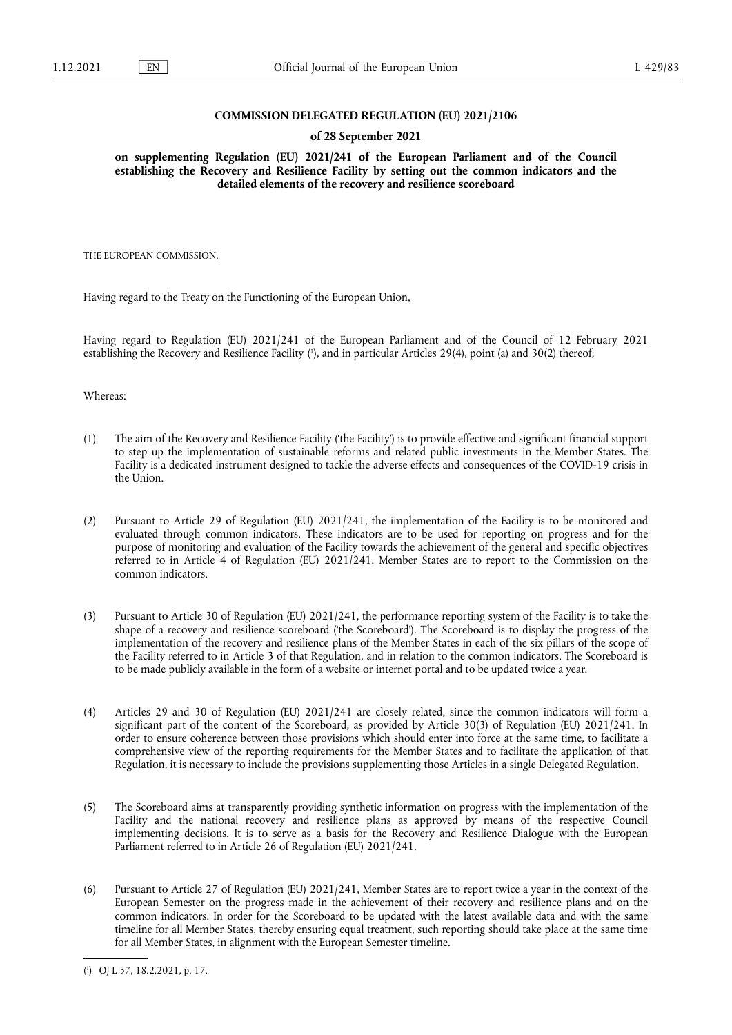**COMMISSION DELEGATED REGULATION (EU) 2021/2106**

**of 28 September 2021**

**on supplementing Regulation (EU) 2021/241 of the European Parliament and of the Council establishing the Recovery and Resilience Facility by setting out the common indicators and the detailed elements of the recovery and resilience scoreboard**

THE EUROPEAN COMMISSION,

Having regard to the Treaty on the Functioning of the European Union,

Having regard to Regulation (EU) 2021/241 of the European Parliament and of the Council of 12 February 2021 establishing the Recovery and Resilience Facility [1], and in particular Articles 29(4), point (a) and 30(2) thereof,

Whereas:

(1) The aim of the Recovery and Resilience Facility ('the Facility') is to provide effective and significant financial support to step up the implementation of sustainable reforms and related public investments in the Member States. The Facility is a dedicated instrument designed to tackle the adverse effects and consequences of the COVID-19 crisis in the Union.

(2) Pursuant to Article 29 of Regulation (EU) 2021/241, the implementation of the Facility is to be monitored and evaluated through common indicators. These indicators are to be used for reporting on progress and for the purpose of monitoring and evaluation of the Facility towards the achievement of the general and specific objectives referred to in Article 4 of Regulation (EU) 2021/241. Member States are to report to the Commission on the common indicators.

(3) Pursuant to Article 30 of Regulation (EU) 2021/241, the performance reporting system of the Facility is to take the shape of a recovery and resilience scoreboard ('the Scoreboard'). The Scoreboard is to display the progress of the implementation of the recovery and resilience plans of the Member States in each of the six pillars of the scope of the Facility referred to in Article 3 of that Regulation, and in relation to the common indicators. The Scoreboard is to be made publicly available in the form of a website or internet portal and to be updated twice a year.

(4) Articles 29 and 30 of Regulation (EU) 2021/241 are closely related, since the common indicators will form a significant part of the content of the Scoreboard, as provided by Article 30(3) of Regulation (EU) 2021/241. In order to ensure coherence between those provisions which should enter into force at the same time, to facilitate a comprehensive view of the reporting requirements for the Member States and to facilitate the application of that Regulation, it is necessary to include the provisions supplementing those Articles in a single Delegated Regulation.

(5) The Scoreboard aims at transparently providing synthetic information on progress with the implementation of the Facility and the national recovery and resilience plans as approved by means of the respective Council implementing decisions. It is to serve as a basis for the Recovery and Resilience Dialogue with the European Parliament referred to in Article 26 of Regulation (EU) 2021/241.

(6) Pursuant to Article 27 of Regulation (EU) 2021/241, Member States are to report twice a year in the context of the European Semester on the progress made in the achievement of their recovery and resilience plans and on the common indicators. In order for the Scoreboard to be updated with the latest available data and with the same timeline for all Member States, thereby ensuring equal treatment, such reporting should take place at the same time for all Member States, in alignment with the European Semester timeline.

---

[1] OJ L 57, 18.2.2021, p. 17.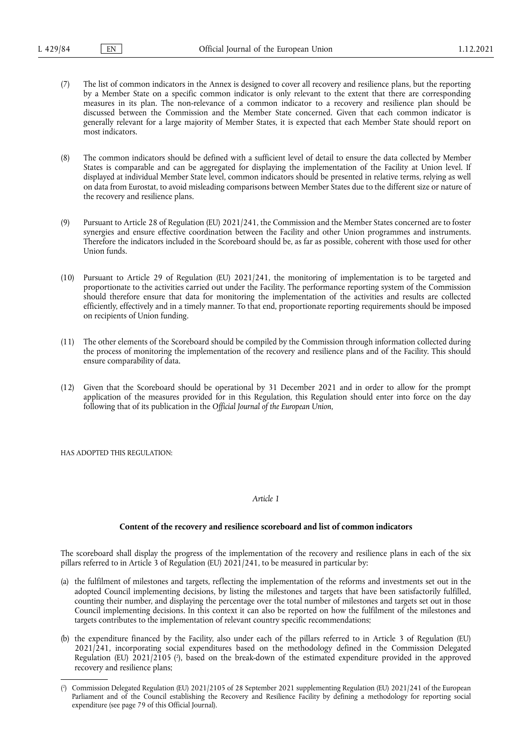(7) The list of common indicators in the Annex is designed to cover all recovery and resilience plans, but the reporting by a Member State on a specific common indicator is only relevant to the extent that there are corresponding measures in its plan. The non-relevance of a common indicator to a recovery and resilience plan should be discussed between the Commission and the Member State concerned. Given that each common indicator is generally relevant for a large majority of Member States, it is expected that each Member State should report on most indicators.

(8) The common indicators should be defined with a sufficient level of detail to ensure the data collected by Member States is comparable and can be aggregated for displaying the implementation of the Facility at Union level. If displayed at individual Member State level, common indicators should be presented in relative terms, relying as well on data from Eurostat, to avoid misleading comparisons between Member States due to the different size or nature of the recovery and resilience plans.

(9) Pursuant to Article 28 of Regulation (EU) 2021/241, the Commission and the Member States concerned are to foster synergies and ensure effective coordination between the Facility and other Union programmes and instruments. Therefore the indicators included in the Scoreboard should be, as far as possible, coherent with those used for other Union funds.

(10) Pursuant to Article 29 of Regulation (EU) 2021/241, the monitoring of implementation is to be targeted and proportionate to the activities carried out under the Facility. The performance reporting system of the Commission should therefore ensure that data for monitoring the implementation of the activities and results are collected efficiently, effectively and in a timely manner. To that end, proportionate reporting requirements should be imposed on recipients of Union funding.

(11) The other elements of the Scoreboard should be compiled by the Commission through information collected during the process of monitoring the implementation of the recovery and resilience plans and of the Facility. This should ensure comparability of data.

(12) Given that the Scoreboard should be operational by 31 December 2021 and in order to allow for the prompt application of the measures provided for in this Regulation, this Regulation should enter into force on the day following that of its publication in the *Official Journal of the European Union*,

HAS ADOPTED THIS REGULATION:

*Article 1*

**Content of the recovery and resilience scoreboard and list of common indicators**

The scoreboard shall display the progress of the implementation of the recovery and resilience plans in each of the six pillars referred to in Article 3 of Regulation (EU) 2021/241, to be measured in particular by:

(a) the fulfilment of milestones and targets, reflecting the implementation of the reforms and investments set out in the adopted Council implementing decisions, by listing the milestones and targets that have been satisfactorily fulfilled, counting their number, and displaying the percentage over the total number of milestones and targets set out in those Council implementing decisions. In this context it can also be reported on how the fulfilment of the milestones and targets contributes to the implementation of relevant country specific recommendations;

(b) the expenditure financed by the Facility, also under each of the pillars referred to in Article 3 of Regulation (EU) 2021/241, incorporating social expenditures based on the methodology defined in the Commission Delegated Regulation (EU) 2021/2105 [2], based on the break-down of the estimated expenditure provided in the approved recovery and resilience plans;

[2] Commission Delegated Regulation (EU) 2021/2105 of 28 September 2021 supplementing Regulation (EU) 2021/241 of the European Parliament and of the Council establishing the Recovery and Resilience Facility by defining a methodology for reporting social expenditure (see page 79 of this Official Journal).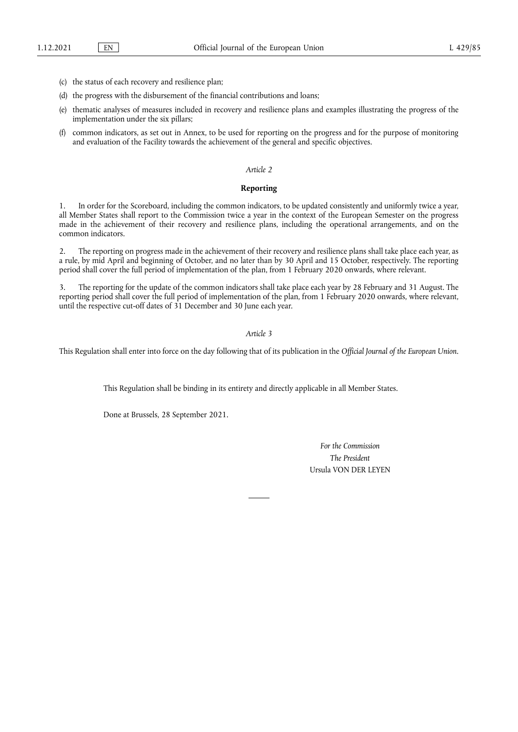(c) the status of each recovery and resilience plan;

(d) the progress with the disbursement of the financial contributions and loans;

(e) thematic analyses of measures included in recovery and resilience plans and examples illustrating the progress of the implementation under the six pillars;

(f) common indicators, as set out in Annex, to be used for reporting on the progress and for the purpose of monitoring and evaluation of the Facility towards the achievement of the general and specific objectives.

*Article 2*

**Reporting**

1. In order for the Scoreboard, including the common indicators, to be updated consistently and uniformly twice a year, all Member States shall report to the Commission twice a year in the context of the European Semester on the progress made in the achievement of their recovery and resilience plans, including the operational arrangements, and on the common indicators.

2. The reporting on progress made in the achievement of their recovery and resilience plans shall take place each year, as a rule, by mid April and beginning of October, and no later than by 30 April and 15 October, respectively. The reporting period shall cover the full period of implementation of the plan, from 1 February 2020 onwards, where relevant.

3. The reporting for the update of the common indicators shall take place each year by 28 February and 31 August. The reporting period shall cover the full period of implementation of the plan, from 1 February 2020 onwards, where relevant, until the respective cut-off dates of 31 December and 30 June each year.

*Article 3*

This Regulation shall enter into force on the day following that of its publication in the *Official Journal of the European Union*.

This Regulation shall be binding in its entirety and directly applicable in all Member States.

Done at Brussels, 28 September 2021.

*For the Commission*

*The President*

Ursula VON DER LEYEN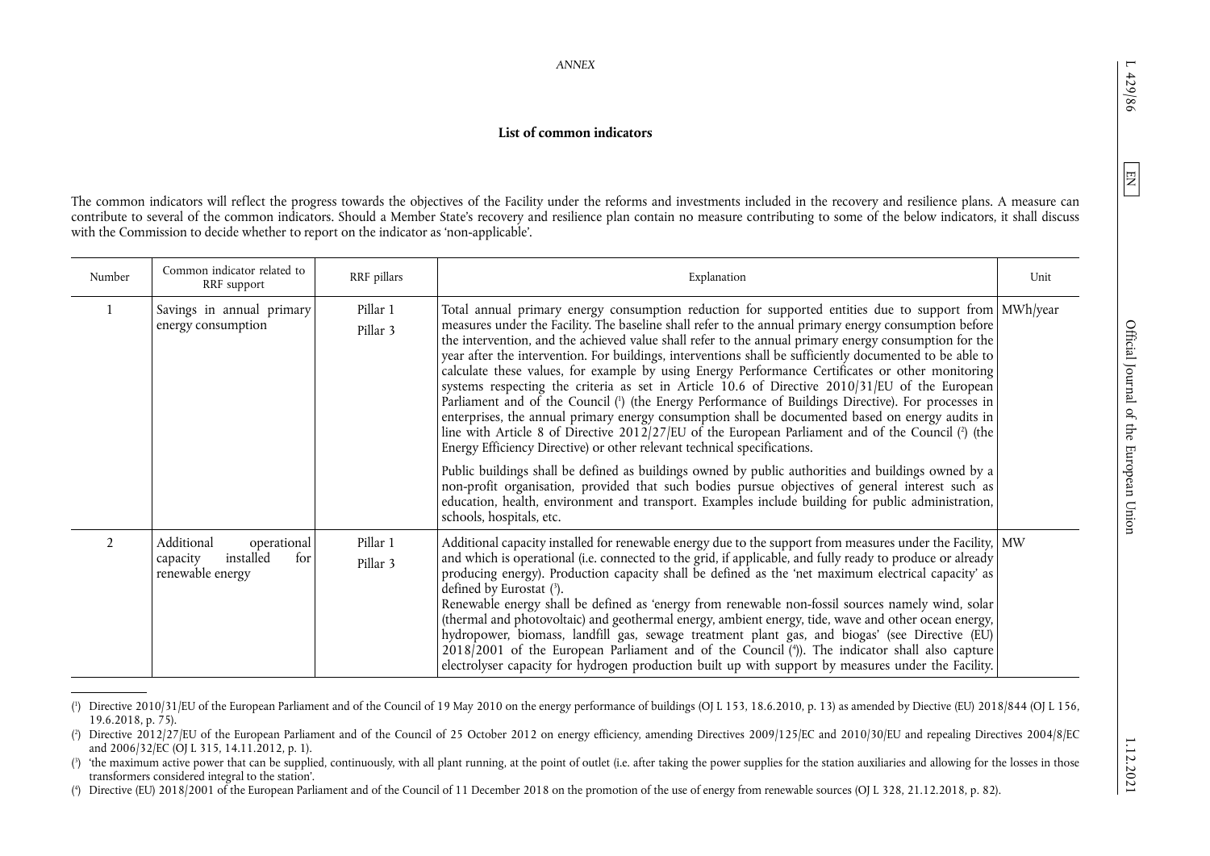*ANNEX*

## List of common indicators

The common indicators will reflect the progress towards the objectives of the Facility under the reforms and investments included in the recovery and resilience plans. A measure can contribute to several of the common indicators. Should a Member State's recovery and resilience plan contain no measure contributing to some of the below indicators, it shall discuss with the Commission to decide whether to report on the indicator as 'non-applicable'.

| Number | Common indicator related to RRF support | RRF pillars | Explanation | Unit |
|---|---|---|---|---|
| 1 | Savings in annual primary energy consumption | Pillar 1<br>Pillar 3 | Total annual primary energy consumption reduction for supported entities due to support from measures under the Facility. The baseline shall refer to the annual primary energy consumption before the intervention, and the achieved value shall refer to the annual primary energy consumption for the year after the intervention. For buildings, interventions shall be sufficiently documented to be able to calculate these values, for example by using Energy Performance Certificates or other monitoring systems respecting the criteria as set in Article 10.6 of Directive 2010/31/EU of the European Parliament and of the Council ([1]) (the Energy Performance of Buildings Directive). For processes in enterprises, the annual primary energy consumption shall be documented based on energy audits in line with Article 8 of Directive 2012/27/EU of the European Parliament and of the Council ([2]) (the Energy Efficiency Directive) or other relevant technical specifications.<br><br>Public buildings shall be defined as buildings owned by public authorities and buildings owned by a non-profit organisation, provided that such bodies pursue objectives of general interest such as education, health, environment and transport. Examples include building for public administration, schools, hospitals, etc. | MWh/year |
| 2 | Additional operational capacity installed for renewable energy | Pillar 1<br>Pillar 3 | Additional capacity installed for renewable energy due to the support from measures under the Facility, and which is operational (i.e. connected to the grid, if applicable, and fully ready to produce or already producing energy). Production capacity shall be defined as the 'net maximum electrical capacity' as defined by Eurostat ([3]).<br>Renewable energy shall be defined as 'energy from renewable non-fossil sources namely wind, solar (thermal and photovoltaic) and geothermal energy, ambient energy, tide, wave and other ocean energy, hydropower, biomass, landfill gas, sewage treatment plant gas, and biogas' (see Directive (EU) 2018/2001 of the European Parliament and of the Council ([4])). The indicator shall also capture electrolyser capacity for hydrogen production built up with support by measures under the Facility. | MW |

([1]) Directive 2010/31/EU of the European Parliament and of the Council of 19 May 2010 on the energy performance of buildings (OJ L 153, 18.6.2010, p. 13) as amended by Diective (EU) 2018/844 (OJ L 156, 19.6.2018, p. 75).

([2]) Directive 2012/27/EU of the European Parliament and of the Council of 25 October 2012 on energy efficiency, amending Directives 2009/125/EC and 2010/30/EU and repealing Directives 2004/8/EC and 2006/32/EC (OJ L 315, 14.11.2012, p. 1).

([3]) 'the maximum active power that can be supplied, continuously, with all plant running, at the point of outlet (i.e. after taking the power supplies for the station auxiliaries and allowing for the losses in those transformers considered integral to the station'.

([4]) Directive (EU) 2018/2001 of the European Parliament and of the Council of 11 December 2018 on the promotion of the use of energy from renewable sources (OJ L 328, 21.12.2018, p. 82).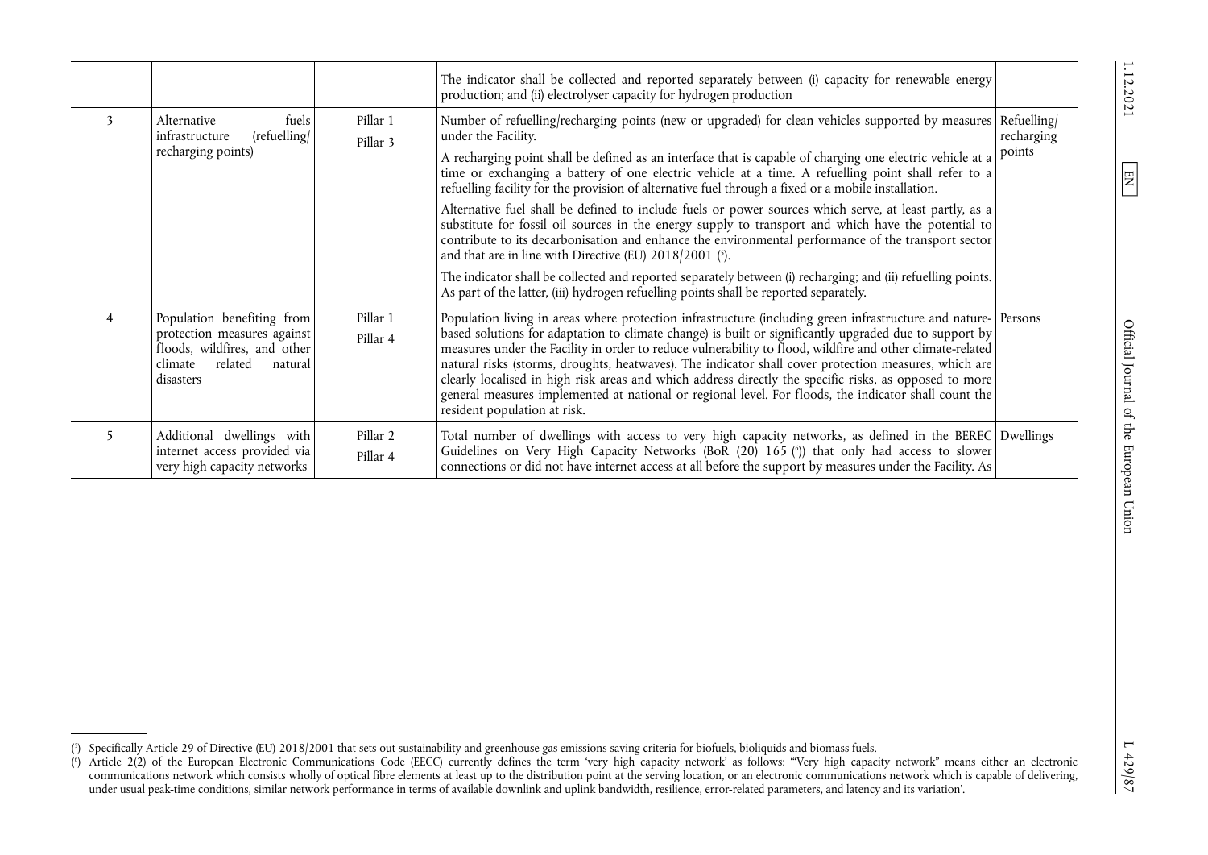| | | | | |
|---|---|---|---|---|
| | | | The indicator shall be collected and reported separately between (i) capacity for renewable energy production; and (ii) electrolyser capacity for hydrogen production | |
| 3 | Alternative fuels infrastructure (refuelling/recharging points) | Pillar 1<br>Pillar 3 | Number of refuelling/recharging points (new or upgraded) for clean vehicles supported by measures under the Facility.<br>A recharging point shall be defined as an interface that is capable of charging one electric vehicle at a time or exchanging a battery of one electric vehicle at a time. A refuelling point shall refer to a refuelling facility for the provision of alternative fuel through a fixed or a mobile installation.<br>Alternative fuel shall be defined to include fuels or power sources which serve, at least partly, as a substitute for fossil oil sources in the energy supply to transport and which have the potential to contribute to its decarbonisation and enhance the environmental performance of the transport sector and that are in line with Directive (EU) 2018/2001 [5].<br>The indicator shall be collected and reported separately between (i) recharging; and (ii) refuelling points. As part of the latter, (iii) hydrogen refuelling points shall be reported separately. | Refuelling/recharging points |
| 4 | Population benefiting from protection measures against floods, wildfires, and other climate related natural disasters | Pillar 1<br>Pillar 4 | Population living in areas where protection infrastructure (including green infrastructure and nature-based solutions for adaptation to climate change) is built or significantly upgraded due to support by measures under the Facility in order to reduce vulnerability to flood, wildfire and other climate-related natural risks (storms, droughts, heatwaves). The indicator shall cover protection measures, which are clearly localised in high risk areas and which address directly the specific risks, as opposed to more general measures implemented at national or regional level. For floods, the indicator shall count the resident population at risk. | Persons |
| 5 | Additional dwellings with internet access provided via very high capacity networks | Pillar 2<br>Pillar 4 | Total number of dwellings with access to very high capacity networks, as defined in the BEREC Guidelines on Very High Capacity Networks (BoR (20) 165 [6]) that only had access to slower connections or did not have internet access at all before the support by measures under the Facility. As | Dwellings |

[5] Specifically Article 29 of Directive (EU) 2018/2001 that sets out sustainability and greenhouse gas emissions saving criteria for biofuels, bioliquids and biomass fuels.

[6] Article 2(2) of the European Electronic Communications Code (EECC) currently defines the term 'very high capacity network' as follows: '"Very high capacity network" means either an electronic communications network which consists wholly of optical fibre elements at least up to the distribution point at the serving location, or an electronic communications network which is capable of delivering, under usual peak-time conditions, similar network performance in terms of available downlink and uplink bandwidth, resilience, error-related parameters, and latency and its variation'.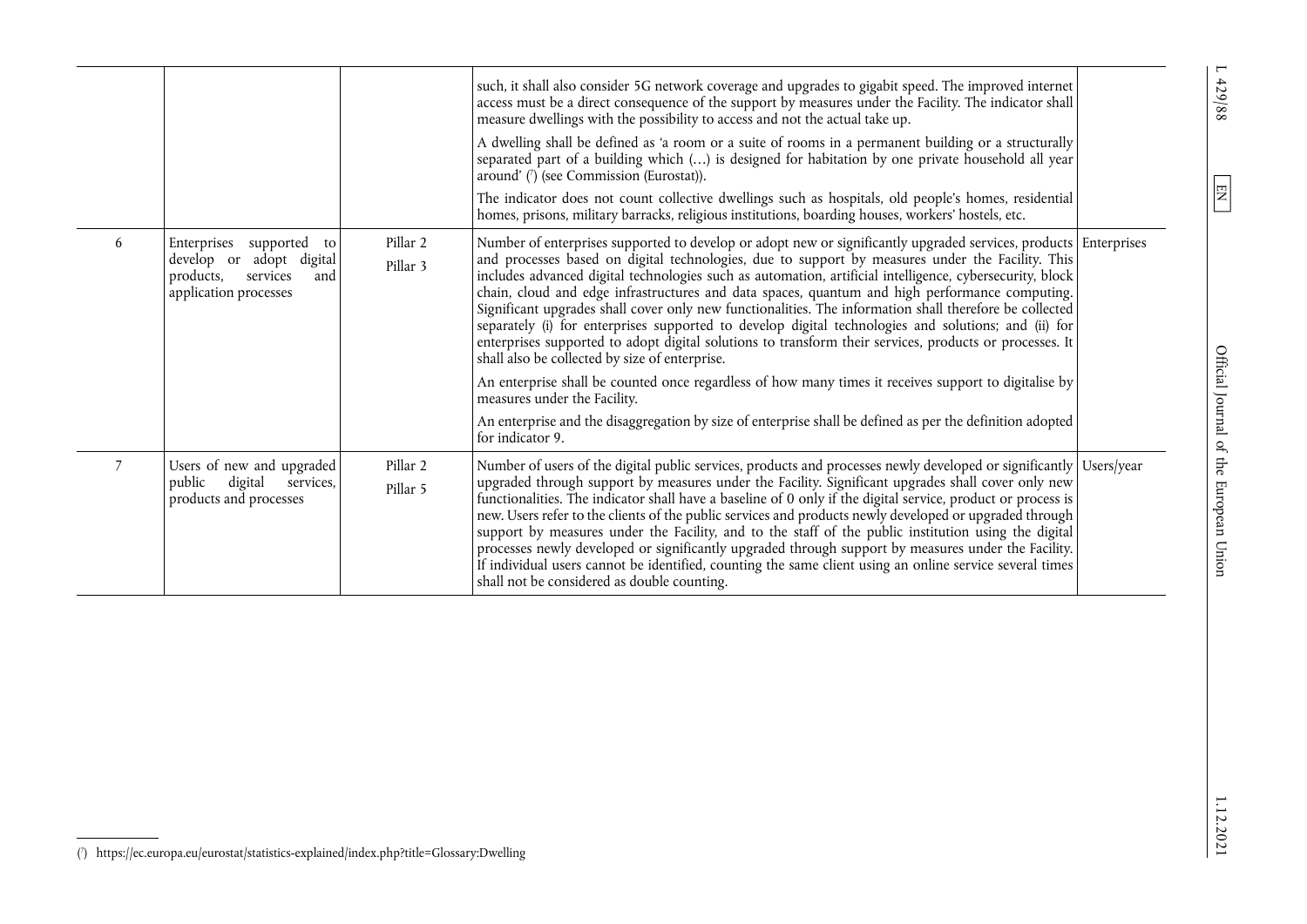| | | | | |
|---|---|---|---|---|
| | | | such, it shall also consider 5G network coverage and upgrades to gigabit speed. The improved internet access must be a direct consequence of the support by measures under the Facility. The indicator shall measure dwellings with the possibility to access and not the actual take up.<br><br>A dwelling shall be defined as 'a room or a suite of rooms in a permanent building or a structurally separated part of a building which (…) is designed for habitation by one private household all year around' ([7]) (see Commission (Eurostat)).<br><br>The indicator does not count collective dwellings such as hospitals, old people's homes, residential homes, prisons, military barracks, religious institutions, boarding houses, workers' hostels, etc. | |
| 6 | Enterprises supported to develop or adopt digital products, services and application processes | Pillar 2<br>Pillar 3 | Number of enterprises supported to develop or adopt new or significantly upgraded services, products and processes based on digital technologies, due to support by measures under the Facility. This includes advanced digital technologies such as automation, artificial intelligence, cybersecurity, block chain, cloud and edge infrastructures and data spaces, quantum and high performance computing. Significant upgrades shall cover only new functionalities. The information shall therefore be collected separately (i) for enterprises supported to develop digital technologies and solutions; and (ii) for enterprises supported to adopt digital solutions to transform their services, products or processes. It shall also be collected by size of enterprise.<br><br>An enterprise shall be counted once regardless of how many times it receives support to digitalise by measures under the Facility.<br><br>An enterprise and the disaggregation by size of enterprise shall be defined as per the definition adopted for indicator 9. | Enterprises |
| 7 | Users of new and upgraded public digital services, products and processes | Pillar 2<br>Pillar 5 | Number of users of the digital public services, products and processes newly developed or significantly upgraded through support by measures under the Facility. Significant upgrades shall cover only new functionalities. The indicator shall have a baseline of 0 only if the digital service, product or process is new. Users refer to the clients of the public services and products newly developed or upgraded through support by measures under the Facility, and to the staff of the public institution using the digital processes newly developed or significantly upgraded through support by measures under the Facility. If individual users cannot be identified, counting the same client using an online service several times shall not be considered as double counting. | Users/year |

([7]) https://ec.europa.eu/eurostat/statistics-explained/index.php?title=Glossary:Dwelling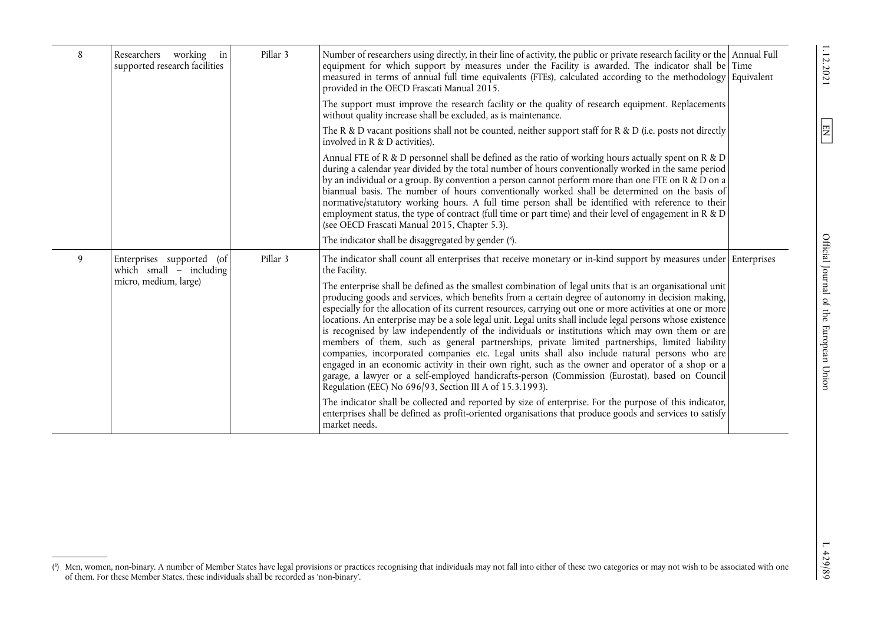| 8 | Researchers working in supported research facilities | Pillar 3 | Number of researchers using directly, in their line of activity, the public or private research facility or the equipment for which support by measures under the Facility is awarded. The indicator shall be measured in terms of annual full time equivalents (FTEs), calculated according to the methodology provided in the OECD Frascati Manual 2015.<br><br>The support must improve the research facility or the quality of research equipment. Replacements without quality increase shall be excluded, as is maintenance.<br><br>The R & D vacant positions shall not be counted, neither support staff for R & D (i.e. posts not directly involved in R & D activities).<br><br>Annual FTE of R & D personnel shall be defined as the ratio of working hours actually spent on R & D during a calendar year divided by the total number of hours conventionally worked in the same period by an individual or a group. By convention a person cannot perform more than one FTE on R & D on a biannual basis. The number of hours conventionally worked shall be determined on the basis of normative/statutory working hours. A full time person shall be identified with reference to their employment status, the type of contract (full time or part time) and their level of engagement in R & D (see OECD Frascati Manual 2015, Chapter 5.3).<br><br>The indicator shall be disaggregated by gender [8]. | Annual Full Time Equivalent |
|---|---|---|---|---|
| 9 | Enterprises supported (of which small – including micro, medium, large) | Pillar 3 | The indicator shall count all enterprises that receive monetary or in-kind support by measures under the Facility.<br><br>The enterprise shall be defined as the smallest combination of legal units that is an organisational unit producing goods and services, which benefits from a certain degree of autonomy in decision making, especially for the allocation of its current resources, carrying out one or more activities at one or more locations. An enterprise may be a sole legal unit. Legal units shall include legal persons whose existence is recognised by law independently of the individuals or institutions which may own them or are members of them, such as general partnerships, private limited partnerships, limited liability companies, incorporated companies etc. Legal units shall also include natural persons who are engaged in an economic activity in their own right, such as the owner and operator of a shop or a garage, a lawyer or a self-employed handicrafts-person (Commission (Eurostat), based on Council Regulation (EEC) No 696/93, Section III A of 15.3.1993).<br><br>The indicator shall be collected and reported by size of enterprise. For the purpose of this indicator, enterprises shall be defined as profit-oriented organisations that produce goods and services to satisfy market needs. | Enterprises |

[8] Men, women, non-binary. A number of Member States have legal provisions or practices recognising that individuals may not fall into either of these two categories or may not wish to be associated with one of them. For these Member States, these individuals shall be recorded as 'non-binary'.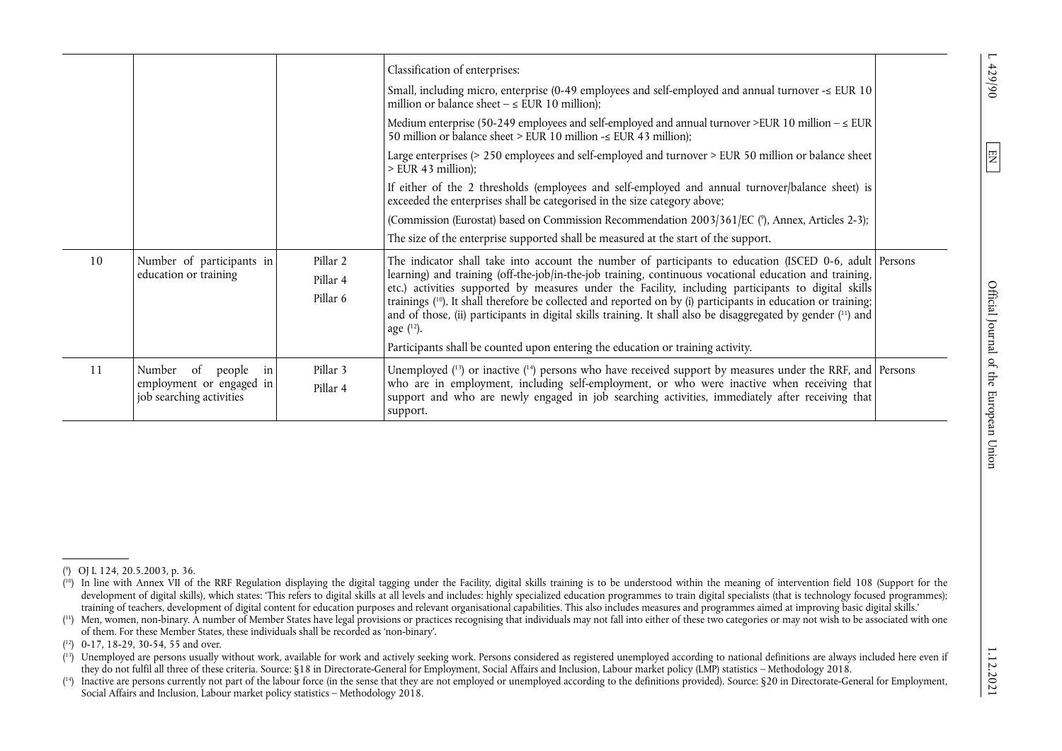| | | | | |
|---|---|---|---|---|
| | | | Classification of enterprises:<br><br>Small, including micro, enterprise (0-49 employees and self-employed and annual turnover -≤ EUR 10 million or balance sheet – ≤ EUR 10 million);<br><br>Medium enterprise (50-249 employees and self-employed and annual turnover >EUR 10 million – ≤ EUR 50 million or balance sheet > EUR 10 million -≤ EUR 43 million);<br><br>Large enterprises (> 250 employees and self-employed and turnover > EUR 50 million or balance sheet > EUR 43 million);<br><br>If either of the 2 thresholds (employees and self-employed and annual turnover/balance sheet) is exceeded the enterprises shall be categorised in the size category above;<br><br>(Commission (Eurostat) based on Commission Recommendation 2003/361/EC ([9]), Annex, Articles 2-3);<br><br>The size of the enterprise supported shall be measured at the start of the support. | |
| 10 | Number of participants in education or training | Pillar 2<br>Pillar 4<br>Pillar 6 | The indicator shall take into account the number of participants to education (ISCED 0-6, adult learning) and training (off-the-job/in-the-job training, continuous vocational education and training, etc.) activities supported by measures under the Facility, including participants to digital skills trainings ([10]). It shall therefore be collected and reported on by (i) participants in education or training; and of those, (ii) participants in digital skills training. It shall also be disaggregated by gender ([11]) and age ([12]).<br><br>Participants shall be counted upon entering the education or training activity. | Persons |
| 11 | Number of people in employment or engaged in job searching activities | Pillar 3<br>Pillar 4 | Unemployed ([13]) or inactive ([14]) persons who have received support by measures under the RRF, and who are in employment, including self-employment, or who were inactive when receiving that support and who are newly engaged in job searching activities, immediately after receiving that support. | Persons |

([9]) OJ L 124, 20.5.2003, p. 36.

([10]) In line with Annex VII of the RRF Regulation displaying the digital tagging under the Facility, digital skills training is to be understood within the meaning of intervention field 108 (Support for the development of digital skills), which states: 'This refers to digital skills at all levels and includes: highly specialized education programmes to train digital specialists (that is technology focused programmes); training of teachers, development of digital content for education purposes and relevant organisational capabilities. This also includes measures and programmes aimed at improving basic digital skills.'

([11]) Men, women, non-binary. A number of Member States have legal provisions or practices recognising that individuals may not fall into either of these two categories or may not wish to be associated with one of them. For these Member States, these individuals shall be recorded as 'non-binary'.

([12]) 0-17, 18-29, 30-54, 55 and over.

([13]) Unemployed are persons usually without work, available for work and actively seeking work. Persons considered as registered unemployed according to national definitions are always included here even if they do not fulfil all three of these criteria. Source: §18 in Directorate-General for Employment, Social Affairs and Inclusion, Labour market policy (LMP) statistics – Methodology 2018.

([14]) Inactive are persons currently not part of the labour force (in the sense that they are not employed or unemployed according to the definitions provided). Source: §20 in Directorate-General for Employment, Social Affairs and Inclusion, Labour market policy statistics – Methodology 2018.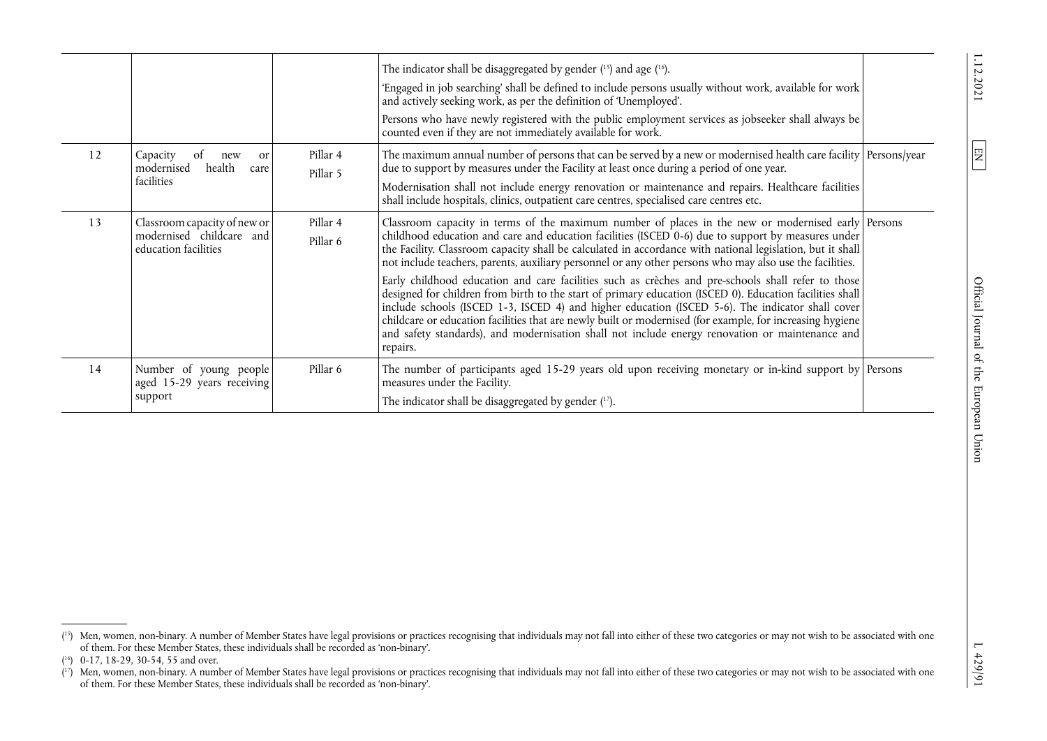| | | | | |
|---|---|---|---|---|
| | | | The indicator shall be disaggregated by gender ([15]) and age ([16]).<br><br>'Engaged in job searching' shall be defined to include persons usually without work, available for work and actively seeking work, as per the definition of 'Unemployed'.<br><br>Persons who have newly registered with the public employment services as jobseeker shall always be counted even if they are not immediately available for work. | |
| 12 | Capacity of new or modernised health care facilities | Pillar 4<br>Pillar 5 | The maximum annual number of persons that can be served by a new or modernised health care facility due to support by measures under the Facility at least once during a period of one year.<br><br>Modernisation shall not include energy renovation or maintenance and repairs. Healthcare facilities shall include hospitals, clinics, outpatient care centres, specialised care centres etc. | Persons/year |
| 13 | Classroom capacity of new or modernised childcare and education facilities | Pillar 4<br>Pillar 6 | Classroom capacity in terms of the maximum number of places in the new or modernised early childhood education and care and education facilities (ISCED 0-6) due to support by measures under the Facility. Classroom capacity shall be calculated in accordance with national legislation, but it shall not include teachers, parents, auxiliary personnel or any other persons who may also use the facilities.<br><br>Early childhood education and care facilities such as crèches and pre-schools shall refer to those designed for children from birth to the start of primary education (ISCED 0). Education facilities shall include schools (ISCED 1-3, ISCED 4) and higher education (ISCED 5-6). The indicator shall cover childcare or education facilities that are newly built or modernised (for example, for increasing hygiene and safety standards), and modernisation shall not include energy renovation or maintenance and repairs. | Persons |
| 14 | Number of young people aged 15-29 years receiving support | Pillar 6 | The number of participants aged 15-29 years old upon receiving monetary or in-kind support by measures under the Facility.<br><br>The indicator shall be disaggregated by gender ([17]). | Persons |

([15]) Men, women, non-binary. A number of Member States have legal provisions or practices recognising that individuals may not fall into either of these two categories or may not wish to be associated with one of them. For these Member States, these individuals shall be recorded as 'non-binary'.

([16]) 0-17, 18-29, 30-54, 55 and over.

([17]) Men, women, non-binary. A number of Member States have legal provisions or practices recognising that individuals may not fall into either of these two categories or may not wish to be associated with one of them. For these Member States, these individuals shall be recorded as 'non-binary'.